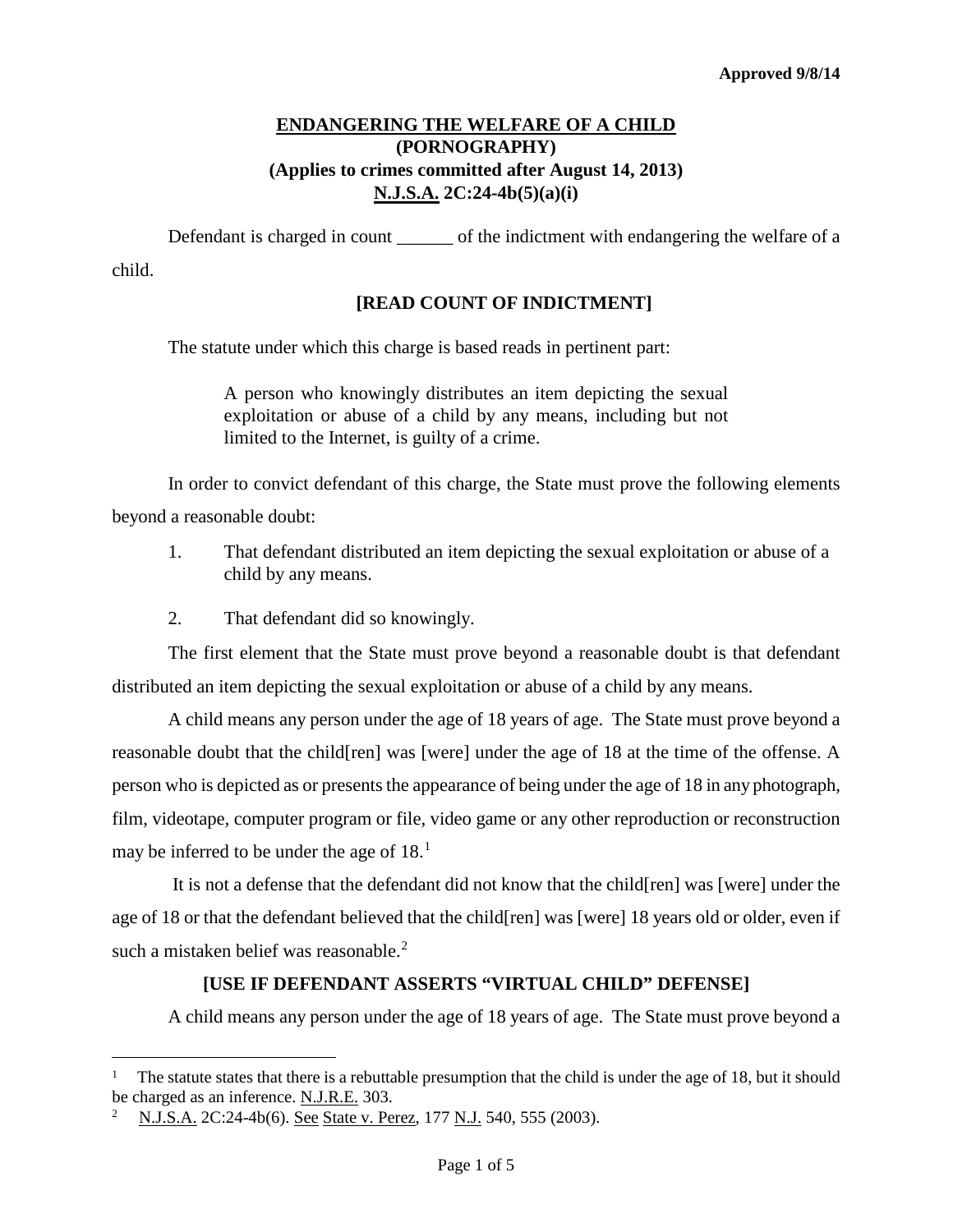**Approved 9/8/14**

# ENDANGERING THE WELFARE OF A CHILD
## (PORNOGRAPHY)
## (Applies to crimes committed after August 14, 2013)
## N.J.S.A. 2C:24-4b(5)(a)(i)

Defendant is charged in count ______ of the indictment with endangering the welfare of a child.

**[READ COUNT OF INDICTMENT]**

The statute under which this charge is based reads in pertinent part:

> A person who knowingly distributes an item depicting the sexual exploitation or abuse of a child by any means, including but not limited to the Internet, is guilty of a crime.

In order to convict defendant of this charge, the State must prove the following elements beyond a reasonable doubt:

1. That defendant distributed an item depicting the sexual exploitation or abuse of a child by any means.
2. That defendant did so knowingly.

The first element that the State must prove beyond a reasonable doubt is that defendant distributed an item depicting the sexual exploitation or abuse of a child by any means.

A child means any person under the age of 18 years of age. The State must prove beyond a reasonable doubt that the child[ren] was [were] under the age of 18 at the time of the offense. A person who is depicted as or presents the appearance of being under the age of 18 in any photograph, film, videotape, computer program or file, video game or any other reproduction or reconstruction may be inferred to be under the age of 18.[1]

It is not a defense that the defendant did not know that the child[ren] was [were] under the age of 18 or that the defendant believed that the child[ren] was [were] 18 years old or older, even if such a mistaken belief was reasonable.[2]

**[USE IF DEFENDANT ASSERTS "VIRTUAL CHILD" DEFENSE]**

A child means any person under the age of 18 years of age. The State must prove beyond a

---

[1] The statute states that there is a rebuttable presumption that the child is under the age of 18, but it should be charged as an inference. N.J.R.E. 303.

[2] N.J.S.A. 2C:24-4b(6). See State v. Perez, 177 N.J. 540, 555 (2003).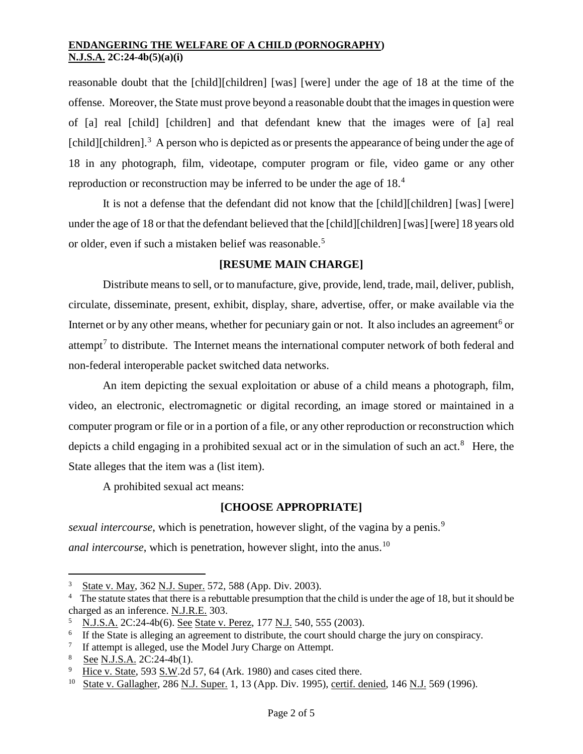reasonable doubt that the [child][children] [was] [were] under the age of 18 at the time of the offense. Moreover, the State must prove beyond a reasonable doubt that the images in question were of [a] real [child] [children] and that defendant knew that the images were of [a] real [child][children].[3] A person who is depicted as or presents the appearance of being under the age of 18 in any photograph, film, videotape, computer program or file, video game or any other reproduction or reconstruction may be inferred to be under the age of 18.[4]

It is not a defense that the defendant did not know that the [child][children] [was] [were] under the age of 18 or that the defendant believed that the [child][children] [was] [were] 18 years old or older, even if such a mistaken belief was reasonable.[5]

**[RESUME MAIN CHARGE]**

Distribute means to sell, or to manufacture, give, provide, lend, trade, mail, deliver, publish, circulate, disseminate, present, exhibit, display, share, advertise, offer, or make available via the Internet or by any other means, whether for pecuniary gain or not. It also includes an agreement[6] or attempt[7] to distribute. The Internet means the international computer network of both federal and non-federal interoperable packet switched data networks.

An item depicting the sexual exploitation or abuse of a child means a photograph, film, video, an electronic, electromagnetic or digital recording, an image stored or maintained in a computer program or file or in a portion of a file, or any other reproduction or reconstruction which depicts a child engaging in a prohibited sexual act or in the simulation of such an act.[8] Here, the State alleges that the item was a (list item).

A prohibited sexual act means:

**[CHOOSE APPROPRIATE]**

*sexual intercourse*, which is penetration, however slight, of the vagina by a penis.[9]

*anal intercourse*, which is penetration, however slight, into the anus.[10]

---

[3] State v. May, 362 N.J. Super. 572, 588 (App. Div. 2003).

[4] The statute states that there is a rebuttable presumption that the child is under the age of 18, but it should be charged as an inference. N.J.R.E. 303.

[5] N.J.S.A. 2C:24-4b(6). See State v. Perez, 177 N.J. 540, 555 (2003).

[6] If the State is alleging an agreement to distribute, the court should charge the jury on conspiracy.

[7] If attempt is alleged, use the Model Jury Charge on Attempt.

[8] See N.J.S.A. 2C:24-4b(1).

[9] Hice v. State, 593 S.W.2d 57, 64 (Ark. 1980) and cases cited there.

[10] State v. Gallagher, 286 N.J. Super. 1, 13 (App. Div. 1995), certif. denied, 146 N.J. 569 (1996).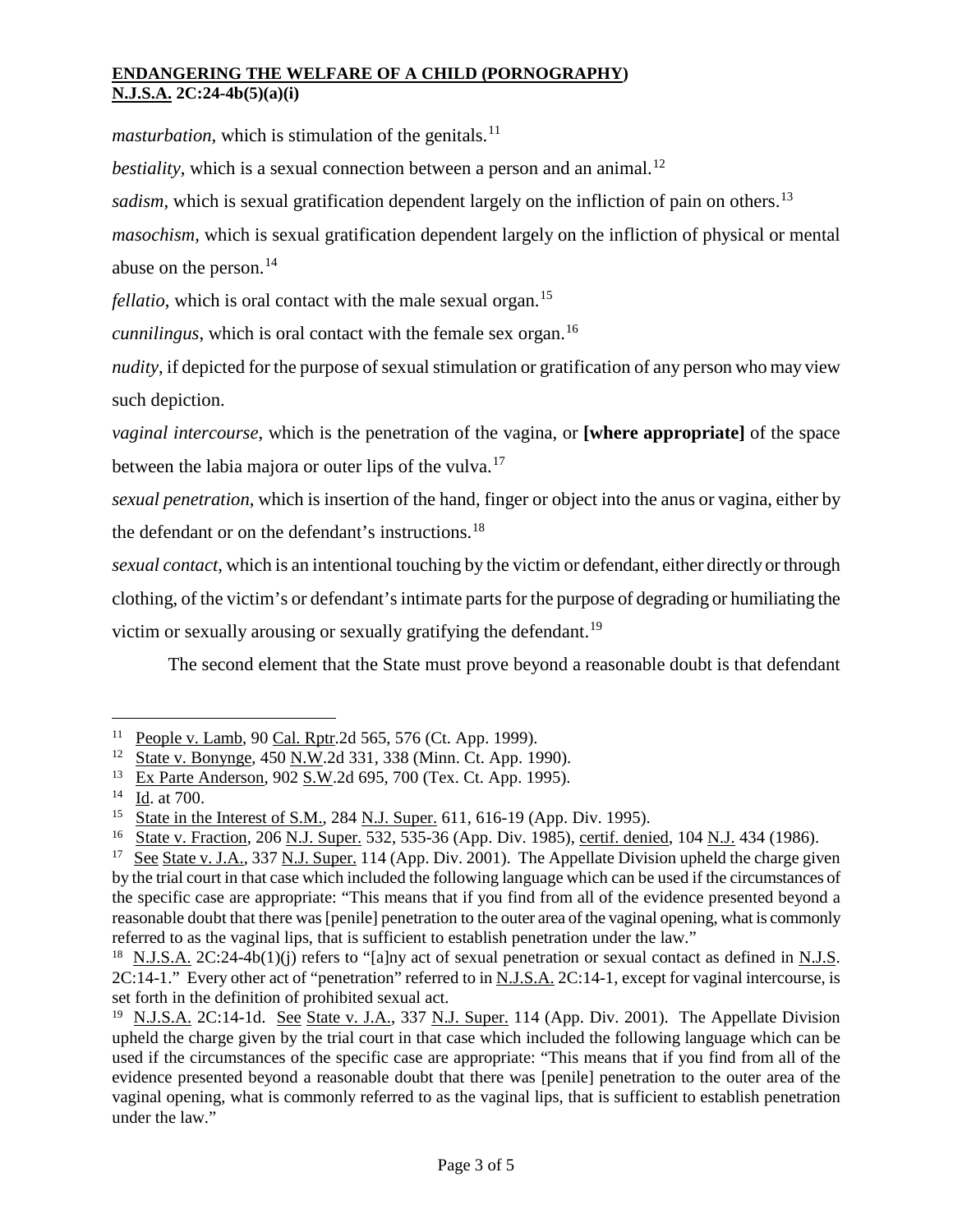*masturbation*, which is stimulation of the genitals.[11]

*bestiality*, which is a sexual connection between a person and an animal.[12]

*sadism*, which is sexual gratification dependent largely on the infliction of pain on others.[13]

*masochism*, which is sexual gratification dependent largely on the infliction of physical or mental abuse on the person.[14]

*fellatio*, which is oral contact with the male sexual organ.[15]

*cunnilingus*, which is oral contact with the female sex organ.[16]

*nudity*, if depicted for the purpose of sexual stimulation or gratification of any person who may view such depiction.

*vaginal intercourse*, which is the penetration of the vagina, or **[where appropriate]** of the space between the labia majora or outer lips of the vulva.[17]

*sexual penetration*, which is insertion of the hand, finger or object into the anus or vagina, either by the defendant or on the defendant's instructions.[18]

*sexual contact*, which is an intentional touching by the victim or defendant, either directly or through clothing, of the victim's or defendant's intimate parts for the purpose of degrading or humiliating the victim or sexually arousing or sexually gratifying the defendant.[19]

The second element that the State must prove beyond a reasonable doubt is that defendant

---

[11] People v. Lamb, 90 Cal. Rptr.2d 565, 576 (Ct. App. 1999).

[12] State v. Bonynge, 450 N.W.2d 331, 338 (Minn. Ct. App. 1990).

[13] Ex Parte Anderson, 902 S.W.2d 695, 700 (Tex. Ct. App. 1995).

[14] Id. at 700.

[15] State in the Interest of S.M., 284 N.J. Super. 611, 616-19 (App. Div. 1995).

[16] State v. Fraction, 206 N.J. Super. 532, 535-36 (App. Div. 1985), certif. denied, 104 N.J. 434 (1986).

[17] See State v. J.A., 337 N.J. Super. 114 (App. Div. 2001). The Appellate Division upheld the charge given by the trial court in that case which included the following language which can be used if the circumstances of the specific case are appropriate: "This means that if you find from all of the evidence presented beyond a reasonable doubt that there was [penile] penetration to the outer area of the vaginal opening, what is commonly referred to as the vaginal lips, that is sufficient to establish penetration under the law."

[18] N.J.S.A. 2C:24-4b(1)(j) refers to "[a]ny act of sexual penetration or sexual contact as defined in N.J.S. 2C:14-1." Every other act of "penetration" referred to in N.J.S.A. 2C:14-1, except for vaginal intercourse, is set forth in the definition of prohibited sexual act.

[19] N.J.S.A. 2C:14-1d. See State v. J.A., 337 N.J. Super. 114 (App. Div. 2001). The Appellate Division upheld the charge given by the trial court in that case which included the following language which can be used if the circumstances of the specific case are appropriate: "This means that if you find from all of the evidence presented beyond a reasonable doubt that there was [penile] penetration to the outer area of the vaginal opening, what is commonly referred to as the vaginal lips, that is sufficient to establish penetration under the law."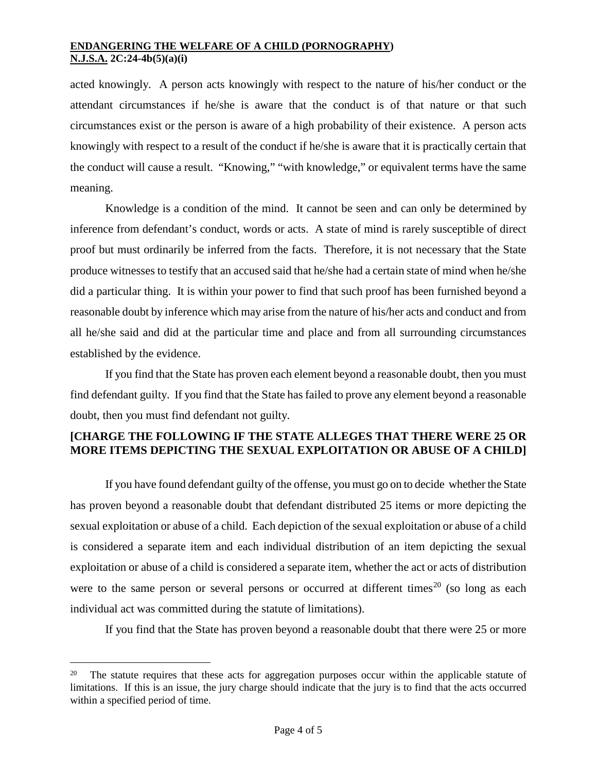acted knowingly. A person acts knowingly with respect to the nature of his/her conduct or the attendant circumstances if he/she is aware that the conduct is of that nature or that such circumstances exist or the person is aware of a high probability of their existence. A person acts knowingly with respect to a result of the conduct if he/she is aware that it is practically certain that the conduct will cause a result. "Knowing," "with knowledge," or equivalent terms have the same meaning.

Knowledge is a condition of the mind. It cannot be seen and can only be determined by inference from defendant's conduct, words or acts. A state of mind is rarely susceptible of direct proof but must ordinarily be inferred from the facts. Therefore, it is not necessary that the State produce witnesses to testify that an accused said that he/she had a certain state of mind when he/she did a particular thing. It is within your power to find that such proof has been furnished beyond a reasonable doubt by inference which may arise from the nature of his/her acts and conduct and from all he/she said and did at the particular time and place and from all surrounding circumstances established by the evidence.

If you find that the State has proven each element beyond a reasonable doubt, then you must find defendant guilty. If you find that the State has failed to prove any element beyond a reasonable doubt, then you must find defendant not guilty.

**[CHARGE THE FOLLOWING IF THE STATE ALLEGES THAT THERE WERE 25 OR MORE ITEMS DEPICTING THE SEXUAL EXPLOITATION OR ABUSE OF A CHILD]**

If you have found defendant guilty of the offense, you must go on to decide whether the State has proven beyond a reasonable doubt that defendant distributed 25 items or more depicting the sexual exploitation or abuse of a child. Each depiction of the sexual exploitation or abuse of a child is considered a separate item and each individual distribution of an item depicting the sexual exploitation or abuse of a child is considered a separate item, whether the act or acts of distribution were to the same person or several persons or occurred at different times[20] (so long as each individual act was committed during the statute of limitations).

If you find that the State has proven beyond a reasonable doubt that there were 25 or more

---

[20] The statute requires that these acts for aggregation purposes occur within the applicable statute of limitations. If this is an issue, the jury charge should indicate that the jury is to find that the acts occurred within a specified period of time.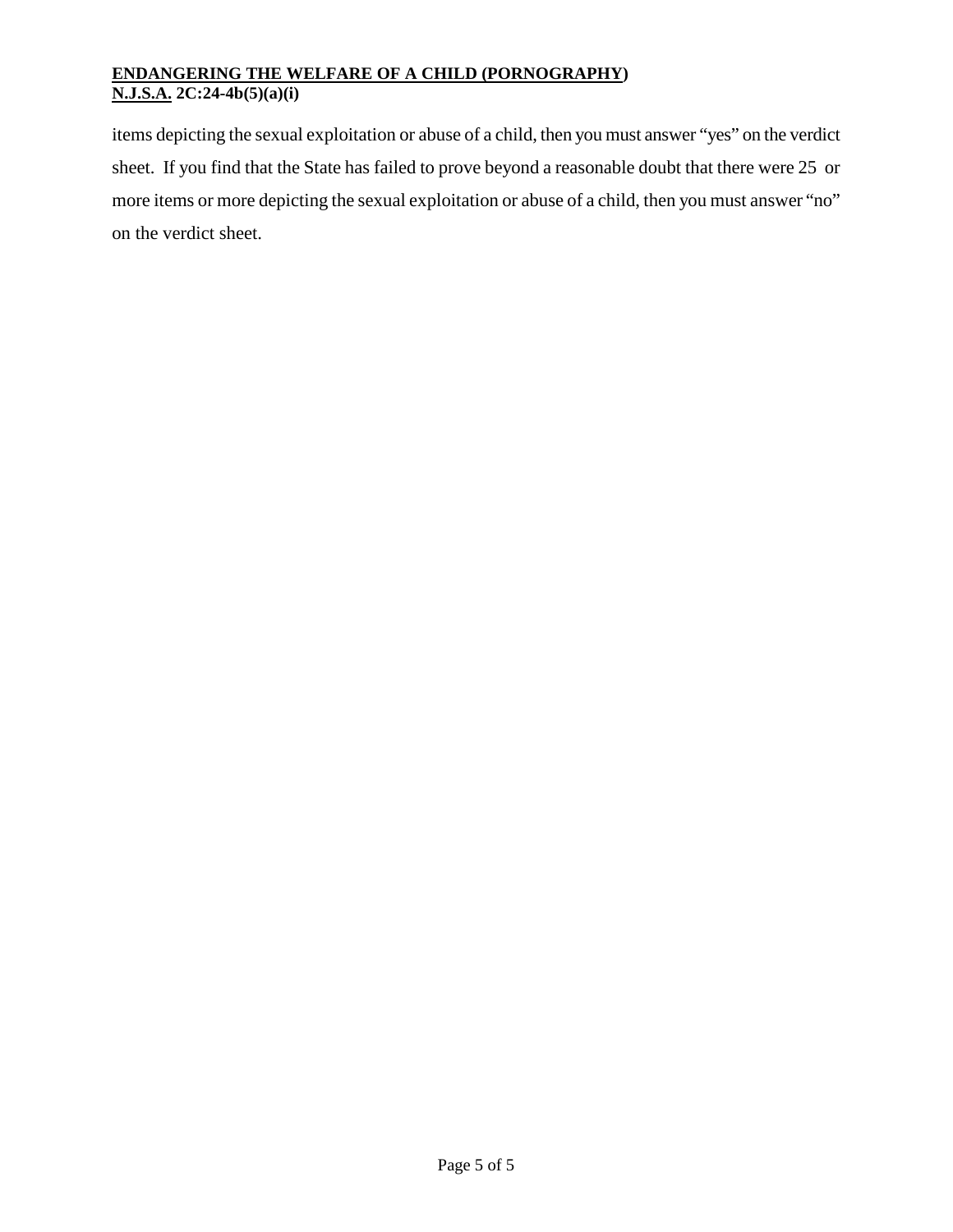items depicting the sexual exploitation or abuse of a child, then you must answer "yes" on the verdict sheet. If you find that the State has failed to prove beyond a reasonable doubt that there were 25 or more items or more depicting the sexual exploitation or abuse of a child, then you must answer "no" on the verdict sheet.